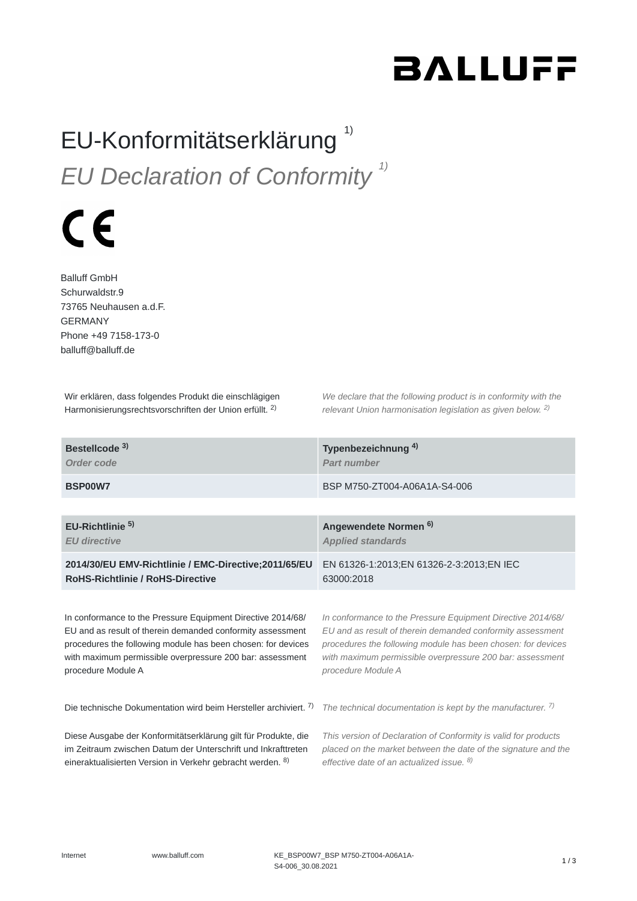# EU-Konformitätserklärung [1)]

## *EU Declaration of Conformity [1)]*

Balluff GmbH
Schurwaldstr.9
73765 Neuhausen a.d.F.
GERMANY
Phone +49 7158-173-0
balluff@balluff.de

Wir erklären, dass folgendes Produkt die einschlägigen Harmonisierungsrechtsvorschriften der Union erfüllt. [2)]

*We declare that the following product is in conformity with the relevant Union harmonisation legislation as given below. [2)]*

| Bestellcode [3)] *Order code* | Typenbezeichnung [4)] *Part number* |
| --- | --- |
| **BSP00W7** | BSP M750-ZT004-A06A1A-S4-006 |

| EU-Richtlinie [5)] *EU directive* | Angewendete Normen [6)] *Applied standards* |
| --- | --- |
| **2014/30/EU EMV-Richtlinie / EMC-Directive;2011/65/EU RoHS-Richtlinie / RoHS-Directive** | EN 61326-1:2013;EN 61326-2-3:2013;EN IEC 63000:2018 |

In conformance to the Pressure Equipment Directive 2014/68/EU and as result of therein demanded conformity assessment procedures the following module has been chosen: for devices with maximum permissible overpressure 200 bar: assessment procedure Module A

*In conformance to the Pressure Equipment Directive 2014/68/EU and as result of therein demanded conformity assessment procedures the following module has been chosen: for devices with maximum permissible overpressure 200 bar: assessment procedure Module A*

Die technische Dokumentation wird beim Hersteller archiviert. [7)]

*The technical documentation is kept by the manufacturer. [7)]*

Diese Ausgabe der Konformitätserklärung gilt für Produkte, die im Zeitraum zwischen Datum der Unterschrift und Inkrafttreten eineraktualisierten Version in Verkehr gebracht werden. [8)]

*This version of Declaration of Conformity is valid for products placed on the market between the date of the signature and the effective date of an actualized issue. [8)]*

Internet www.balluff.com KE_BSP00W7_BSP M750-ZT004-A06A1A-S4-006_30.08.2021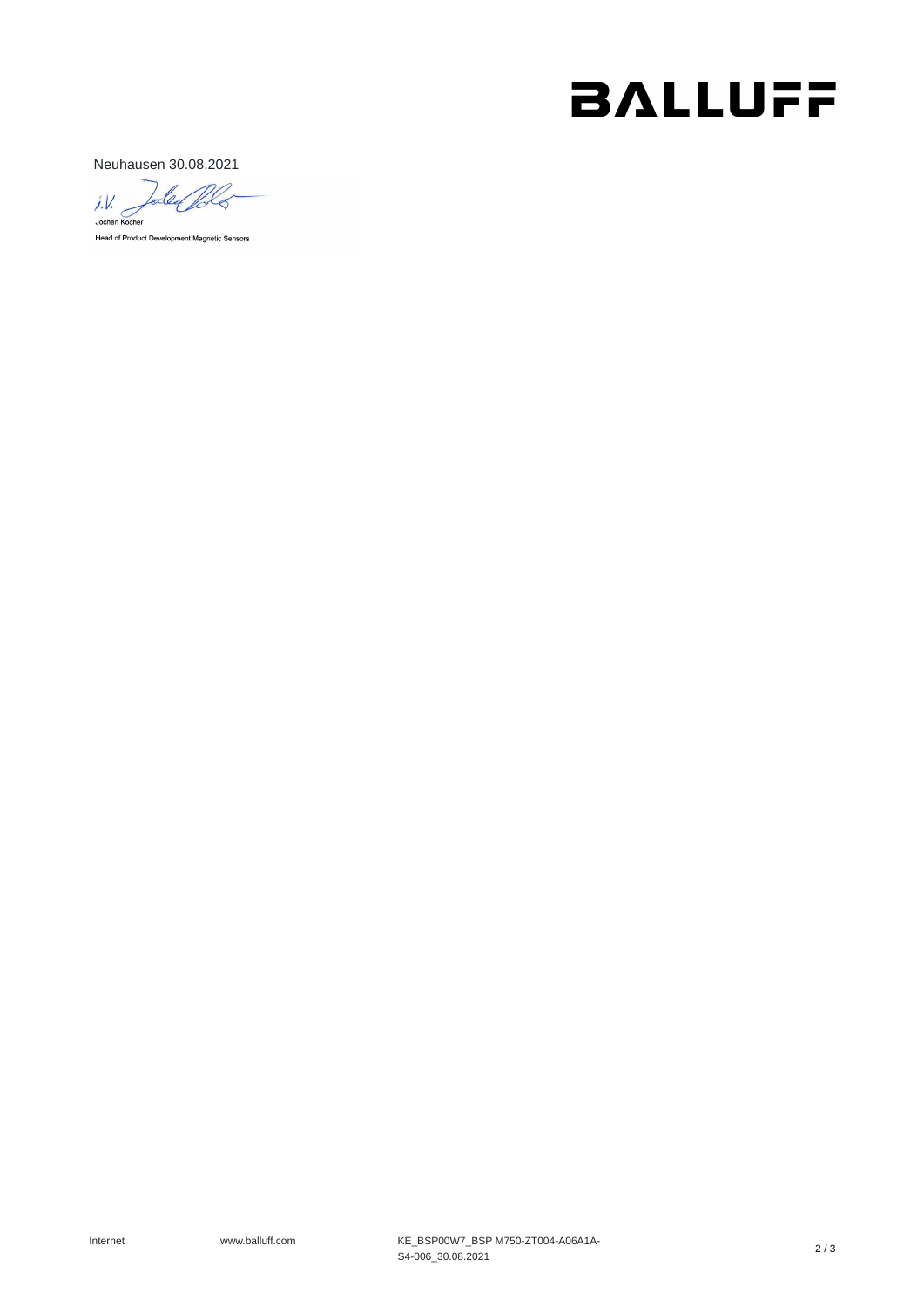BALLUFF

Neuhausen 30.08.2021

i.V.

Jochen Kocher

Head of Product Development Magnetic Sensors

Internet www.balluff.com KE_BSP00W7_BSP M750-ZT004-A06A1A-S4-006_30.08.2021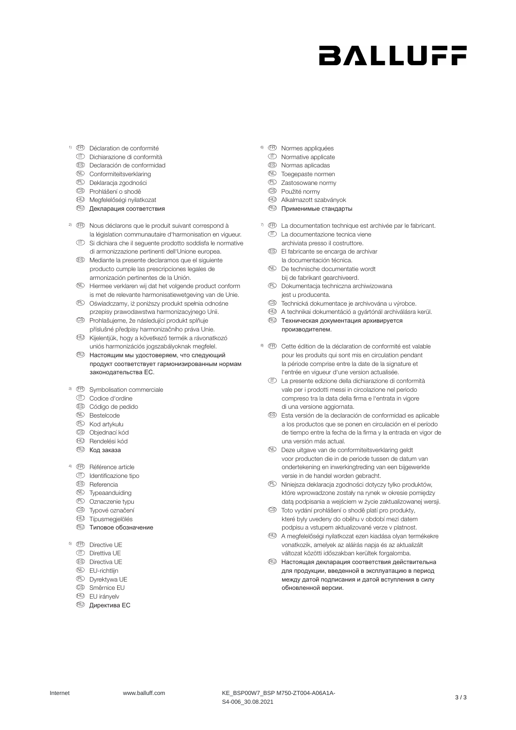**BALLUFF**

1) FR Déclaration de conformité
IT Dichiarazione di conformità
ES Declaración de conformidad
NL Conformiteitsverklaring
PL Deklaracja zgodności
CS Prohlášení o shodě
HU Megfelelőségi nyilatkozat
RU Декларация соответствия

2) FR Nous déclarons que le produit suivant correspond à la législation communautaire d'harmonisation en vigueur.
IT Si dichiara che il seguente prodotto soddisfa le normative di armonizzazione pertinenti dell'Unione europea.
ES Mediante la presente declaramos que el siguiente producto cumple las prescripciones legales de armonización pertinentes de la Unión.
NL Hiermee verklaren wij dat het volgende product conform is met de relevante harmonisatiewetgeving van de Unie.
PL Oświadczamy, iż poniższy produkt spełnia odnośne przepisy prawodawstwa harmonizacyjnego Unii.
CS Prohlašujeme, že následující produkt splňuje příslušné předpisy harmonizačního práva Unie.
HU Kijelentjük, hogy a következő termék a rávonatkozó uniós harmonizációs jogszabályoknak megfelel.
RU Настоящим мы удостоверяем, что следующий продукт соответствует гармонизированным нормам законодательства ЕС.

3) FR Symbolisation commerciale
IT Codice d'ordine
ES Código de pedido
NL Bestelcode
PL Kod artykułu
CS Objednací kód
HU Rendelési kód
RU Код заказа

4) FR Référence article
IT Identificazione tipo
ES Referencia
NL Typeaanduiding
PL Oznaczenie typu
CS Typové označení
HU Típusmegjelölés
RU Типовое обозначение

5) FR Directive UE
IT Direttiva UE
ES Directiva UE
NL EU-richtlijn
PL Dyrektywa UE
CS Směrnice EU
HU EU irányelv
RU Директива ЕС

6) FR Normes appliquées
IT Normative applicate
ES Normas aplicadas
NL Toegepaste normen
PL Zastosowane normy
CS Použité normy
HU Alkalmazott szabványok
RU Применимые стандарты

7) FR La documentation technique est archivée par le fabricant.
IT La documentazione tecnica viene archiviata presso il costruttore.
ES El fabricante se encarga de archivar la documentación técnica.
NL De technische documentatie wordt bij de fabrikant gearchiveerd.
PL Dokumentacja techniczna archiwizowana jest u producenta.
CS Technická dokumentace je archivována u výrobce.
HU A technikai dokumentáció a gyártónál archiválásra kerül.
RU Техническая документация архивируется производителем.

8) FR Cette édition de la déclaration de conformité est valable pour les produits qui sont mis en circulation pendant la période comprise entre la date de la signature et l'entrée en vigueur d'une version actualisée.
IT La presente edizione della dichiarazione di conformità vale per i prodotti messi in circolazione nel periodo compreso tra la data della firma e l'entrata in vigore di una versione aggiornata.
ES Esta versión de la declaración de conformidad es aplicable a los productos que se ponen en circulación en el período de tiempo entre la fecha de la firma y la entrada en vigor de una versión más actual.
NL Deze uitgave van de conformiteitsverklaring geldt voor producten die in de periode tussen de datum van ondertekening en inwerkingtreding van een bijgewerkte versie in de handel worden gebracht.
PL Niniejsza deklaracja zgodności dotyczy tylko produktów, które wprowadzone zostały na rynek w okresie pomiędzy datą podpisania a wejściem w życie zaktualizowanej wersji.
CS Toto vydání prohlášení o shodě platí pro produkty, které byly uvedeny do oběhu v období mezi datem podpisu a vstupem aktualizované verze v platnost.
HU A megfelelőségi nyilatkozat ezen kiadása olyan termékekre vonatkozik, amelyek az aláírás napja és az aktualizált változat közötti időszakban kerültek forgalomba.
RU Настоящая декларация соответствия действительна для продукции, введенной в эксплуатацию в период между датой подписания и датой вступления в силу обновленной версии.

Internet www.balluff.com KE_BSP00W7_BSP M750-ZT004-A06A1A-S4-006_30.08.2021